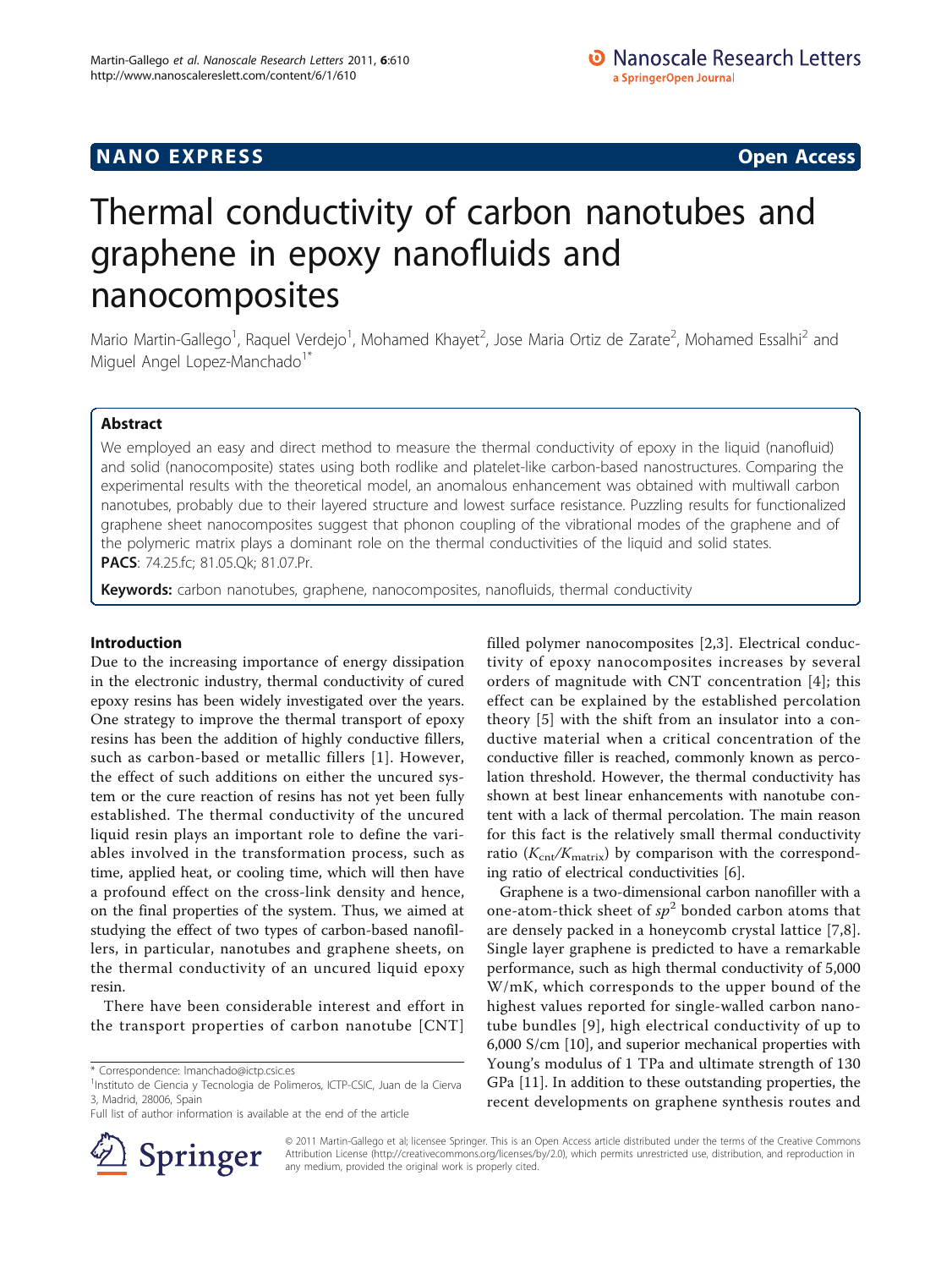NANO EXPRESS **Open Access**

# Thermal conductivity of carbon nanotubes and graphene in epoxy nanofluids and nanocomposites

Mario Martin-Gallego[1], Raquel Verdejo[1], Mohamed Khayet[2], Jose Maria Ortiz de Zarate[2], Mohamed Essalhi[2] and Miguel Angel Lopez-Manchado[1*]

## Abstract

We employed an easy and direct method to measure the thermal conductivity of epoxy in the liquid (nanofluid) and solid (nanocomposite) states using both rodlike and platelet-like carbon-based nanostructures. Comparing the experimental results with the theoretical model, an anomalous enhancement was obtained with multiwall carbon nanotubes, probably due to their layered structure and lowest surface resistance. Puzzling results for functionalized graphene sheet nanocomposites suggest that phonon coupling of the vibrational modes of the graphene and of the polymeric matrix plays a dominant role on the thermal conductivities of the liquid and solid states.

**PACS**: 74.25.fc; 81.05.Qk; 81.07.Pr.

**Keywords:** carbon nanotubes, graphene, nanocomposites, nanofluids, thermal conductivity

## Introduction

Due to the increasing importance of energy dissipation in the electronic industry, thermal conductivity of cured epoxy resins has been widely investigated over the years. One strategy to improve the thermal transport of epoxy resins has been the addition of highly conductive fillers, such as carbon-based or metallic fillers [1]. However, the effect of such additions on either the uncured system or the cure reaction of resins has not yet been fully established. The thermal conductivity of the uncured liquid resin plays an important role to define the variables involved in the transformation process, such as time, applied heat, or cooling time, which will then have a profound effect on the cross-link density and hence, on the final properties of the system. Thus, we aimed at studying the effect of two types of carbon-based nanofillers, in particular, nanotubes and graphene sheets, on the thermal conductivity of an uncured liquid epoxy resin.

There have been considerable interest and effort in the transport properties of carbon nanotube [CNT] filled polymer nanocomposites [2,3]. Electrical conductivity of epoxy nanocomposites increases by several orders of magnitude with CNT concentration [4]; this effect can be explained by the established percolation theory [5] with the shift from an insulator into a conductive material when a critical concentration of the conductive filler is reached, commonly known as percolation threshold. However, the thermal conductivity has shown at best linear enhancements with nanotube content with a lack of thermal percolation. The main reason for this fact is the relatively small thermal conductivity ratio ($K_{cnt}/K_{matrix}$) by comparison with the corresponding ratio of electrical conductivities [6].

Graphene is a two-dimensional carbon nanofiller with a one-atom-thick sheet of $sp^2$ bonded carbon atoms that are densely packed in a honeycomb crystal lattice [7,8]. Single layer graphene is predicted to have a remarkable performance, such as high thermal conductivity of 5,000 W/mK, which corresponds to the upper bound of the highest values reported for single-walled carbon nanotube bundles [9], high electrical conductivity of up to 6,000 S/cm [10], and superior mechanical properties with Young's modulus of 1 TPa and ultimate strength of 130 GPa [11]. In addition to these outstanding properties, the recent developments on graphene synthesis routes and

* Correspondence: lmanchado@ictp.csic.es
[1]Instituto de Ciencia y Tecnologia de Polimeros, ICTP-CSIC, Juan de la Cierva 3, Madrid, 28006, Spain
Full list of author information is available at the end of the article

© 2011 Martin-Gallego et al; licensee Springer. This is an Open Access article distributed under the terms of the Creative Commons Attribution License (http://creativecommons.org/licenses/by/2.0), which permits unrestricted use, distribution, and reproduction in any medium, provided the original work is properly cited.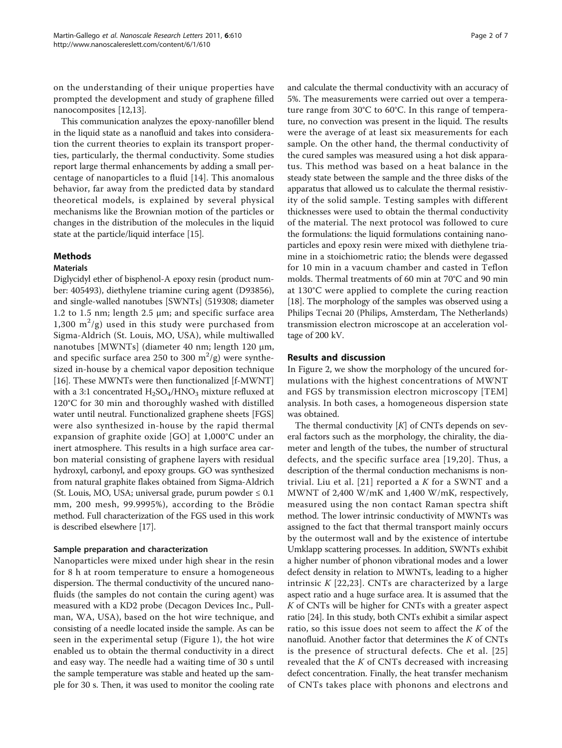on the understanding of their unique properties have prompted the development and study of graphene filled nanocomposites [12,13].

This communication analyzes the epoxy-nanofiller blend in the liquid state as a nanofluid and takes into consideration the current theories to explain its transport properties, particularly, the thermal conductivity. Some studies report large thermal enhancements by adding a small percentage of nanoparticles to a fluid [14]. This anomalous behavior, far away from the predicted data by standard theoretical models, is explained by several physical mechanisms like the Brownian motion of the particles or changes in the distribution of the molecules in the liquid state at the particle/liquid interface [15].

## Methods

### Materials

Diglycidyl ether of bisphenol-A epoxy resin (product number: 405493), diethylene triamine curing agent (D93856), and single-walled nanotubes [SWNTs] (519308; diameter 1.2 to 1.5 nm; length 2.5 μm; and specific surface area 1,300 $m^2/g$) used in this study were purchased from Sigma-Aldrich (St. Louis, MO, USA), while multiwalled nanotubes [MWNTs] (diameter 40 nm; length 120 μm, and specific surface area 250 to 300 $m^2/g$) were synthesized in-house by a chemical vapor deposition technique [16]. These MWNTs were then functionalized [f-MWNT] with a 3:1 concentrated $H_2SO_4/HNO_3$ mixture refluxed at 120°C for 30 min and thoroughly washed with distilled water until neutral. Functionalized graphene sheets [FGS] were also synthesized in-house by the rapid thermal expansion of graphite oxide [GO] at 1,000°C under an inert atmosphere. This results in a high surface area carbon material consisting of graphene layers with residual hydroxyl, carbonyl, and epoxy groups. GO was synthesized from natural graphite flakes obtained from Sigma-Aldrich (St. Louis, MO, USA; universal grade, purum powder ≤ 0.1 mm, 200 mesh, 99.9995%), according to the Brödie method. Full characterization of the FGS used in this work is described elsewhere [17].

### Sample preparation and characterization

Nanoparticles were mixed under high shear in the resin for 8 h at room temperature to ensure a homogeneous dispersion. The thermal conductivity of the uncured nanofluids (the samples do not contain the curing agent) was measured with a KD2 probe (Decagon Devices Inc., Pullman, WA, USA), based on the hot wire technique, and consisting of a needle located inside the sample. As can be seen in the experimental setup (Figure 1), the hot wire enabled us to obtain the thermal conductivity in a direct and easy way. The needle had a waiting time of 30 s until the sample temperature was stable and heated up the sample for 30 s. Then, it was used to monitor the cooling rate and calculate the thermal conductivity with an accuracy of 5%. The measurements were carried out over a temperature range from 30°C to 60°C. In this range of temperature, no convection was present in the liquid. The results were the average of at least six measurements for each sample. On the other hand, the thermal conductivity of the cured samples was measured using a hot disk apparatus. This method was based on a heat balance in the steady state between the sample and the three disks of the apparatus that allowed us to calculate the thermal resistivity of the solid sample. Testing samples with different thicknesses were used to obtain the thermal conductivity of the material. The next protocol was followed to cure the formulations: the liquid formulations containing nanoparticles and epoxy resin were mixed with diethylene triamine in a stoichiometric ratio; the blends were degassed for 10 min in a vacuum chamber and casted in Teflon molds. Thermal treatments of 60 min at 70°C and 90 min at 130°C were applied to complete the curing reaction [18]. The morphology of the samples was observed using a Philips Tecnai 20 (Philips, Amsterdam, The Netherlands) transmission electron microscope at an acceleration voltage of 200 kV.

## Results and discussion

In Figure 2, we show the morphology of the uncured formulations with the highest concentrations of MWNT and FGS by transmission electron microscopy [TEM] analysis. In both cases, a homogeneous dispersion state was obtained.

The thermal conductivity [*K*] of CNTs depends on several factors such as the morphology, the chirality, the diameter and length of the tubes, the number of structural defects, and the specific surface area [19,20]. Thus, a description of the thermal conduction mechanisms is non-trivial. Liu et al. [21] reported a *K* for a SWNT and a MWNT of 2,400 W/mK and 1,400 W/mK, respectively, measured using the non contact Raman spectra shift method. The lower intrinsic conductivity of MWNTs was assigned to the fact that thermal transport mainly occurs by the outermost wall and by the existence of intertube Umklapp scattering processes. In addition, SWNTs exhibit a higher number of phonon vibrational modes and a lower defect density in relation to MWNTs, leading to a higher intrinsic *K* [22,23]. CNTs are characterized by a large aspect ratio and a huge surface area. It is assumed that the *K* of CNTs will be higher for CNTs with a greater aspect ratio [24]. In this study, both CNTs exhibit a similar aspect ratio, so this issue does not seem to affect the *K* of the nanofluid. Another factor that determines the *K* of CNTs is the presence of structural defects. Che et al. [25] revealed that the *K* of CNTs decreased with increasing defect concentration. Finally, the heat transfer mechanism of CNTs takes place with phonons and electrons and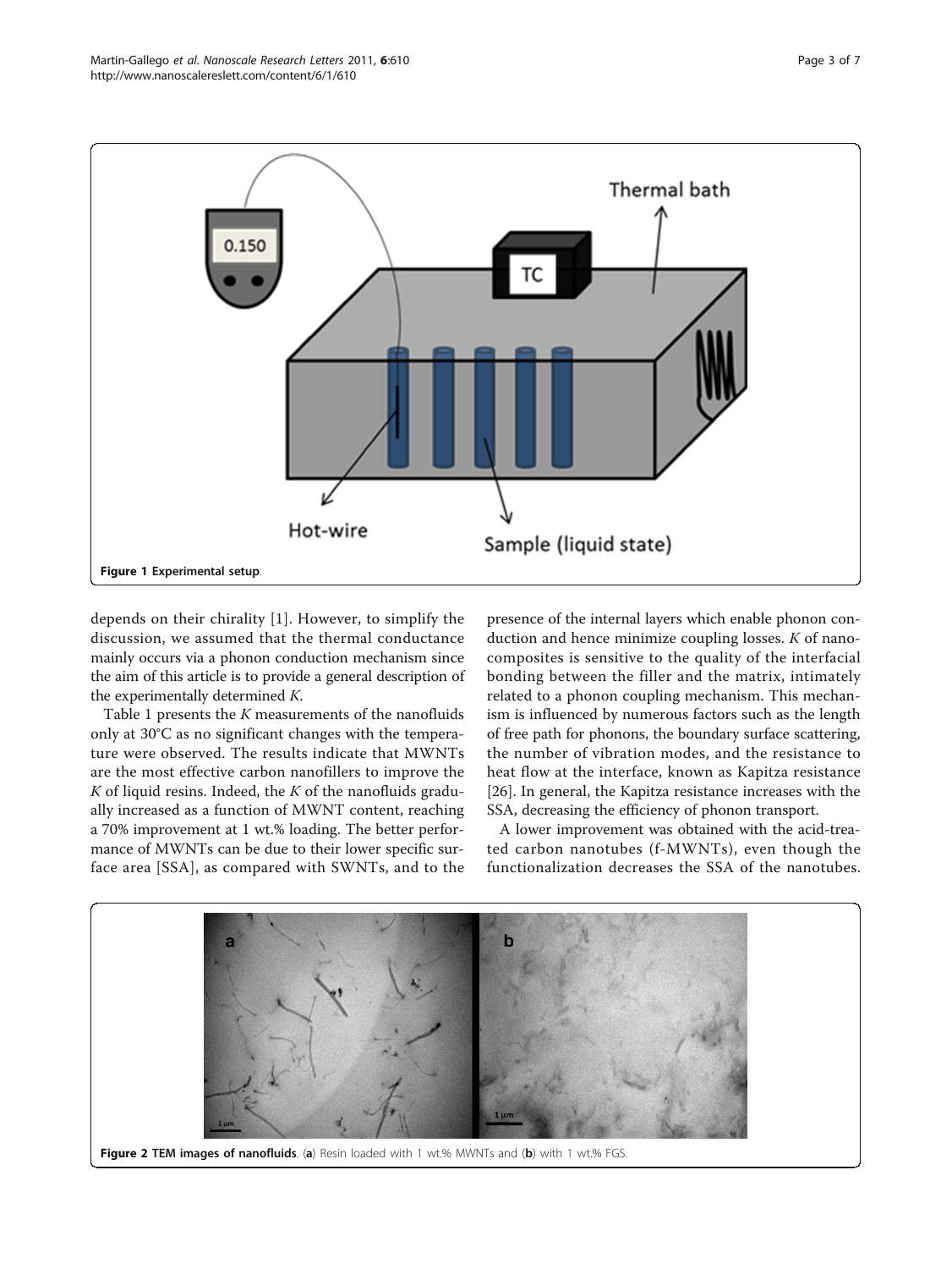Figure 1 Experimental setup.

depends on their chirality [1]. However, to simplify the discussion, we assumed that the thermal conductance mainly occurs via a phonon conduction mechanism since the aim of this article is to provide a general description of the experimentally determined *K*.

Table 1 presents the *K* measurements of the nanofluids only at 30°C as no significant changes with the temperature were observed. The results indicate that MWNTs are the most effective carbon nanofillers to improve the *K* of liquid resins. Indeed, the *K* of the nanofluids gradually increased as a function of MWNT content, reaching a 70% improvement at 1 wt.% loading. The better performance of MWNTs can be due to their lower specific surface area [SSA], as compared with SWNTs, and to the presence of the internal layers which enable phonon conduction and hence minimize coupling losses. *K* of nanocomposites is sensitive to the quality of the interfacial bonding between the filler and the matrix, intimately related to a phonon coupling mechanism. This mechanism is influenced by numerous factors such as the length of free path for phonons, the boundary surface scattering, the number of vibration modes, and the resistance to heat flow at the interface, known as Kapitza resistance [26]. In general, the Kapitza resistance increases with the SSA, decreasing the efficiency of phonon transport.

A lower improvement was obtained with the acid-treated carbon nanotubes (f-MWNTs), even though the functionalization decreases the SSA of the nanotubes.

Figure 2 TEM images of nanofluids. (a) Resin loaded with 1 wt.% MWNTs and (b) with 1 wt.% FGS.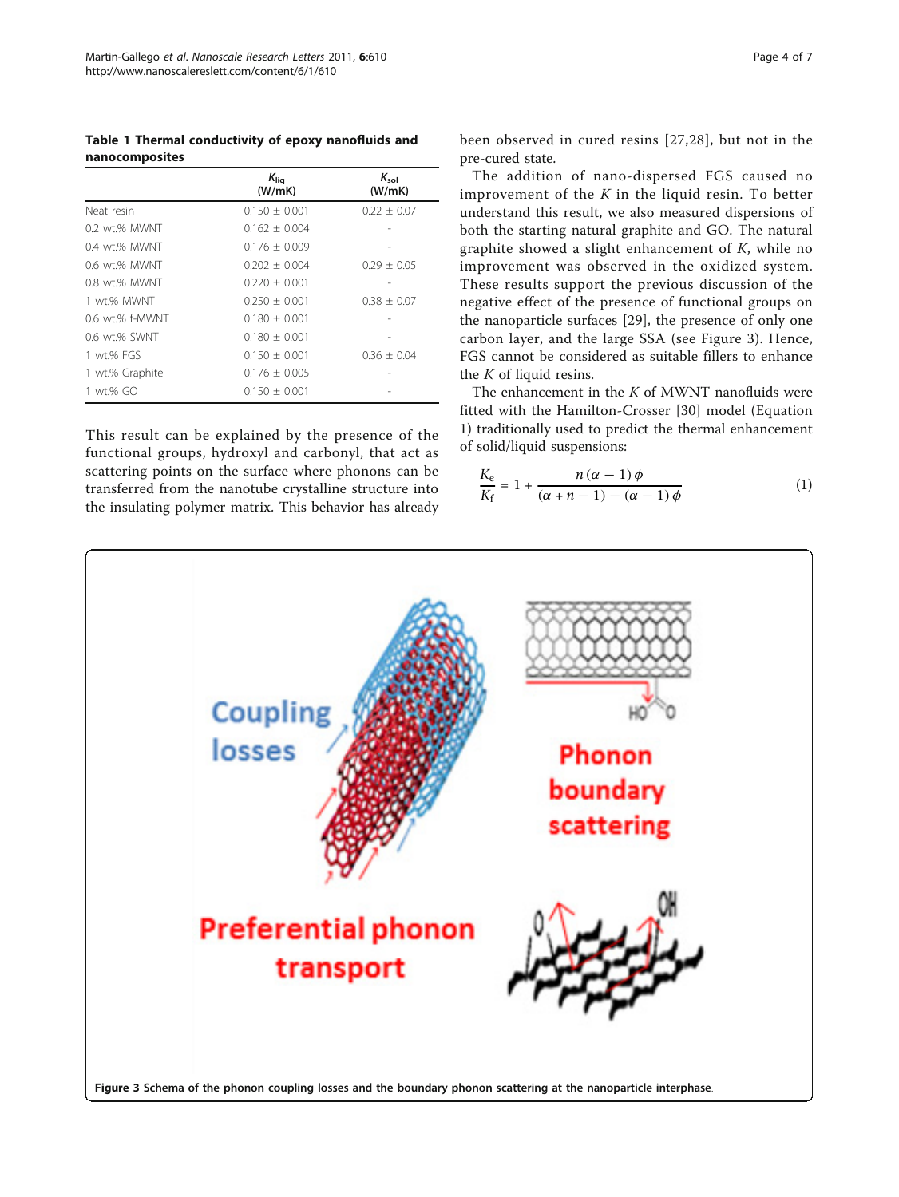**Table 1 Thermal conductivity of epoxy nanofluids and nanocomposites**

| | $K_{liq}$ (W/mK) | $K_{sol}$ (W/mK) |
|---|---|---|
| Neat resin | 0.150 ± 0.001 | 0.22 ± 0.07 |
| 0.2 wt.% MWNT | 0.162 ± 0.004 | - |
| 0.4 wt.% MWNT | 0.176 ± 0.009 | - |
| 0.6 wt.% MWNT | 0.202 ± 0.004 | 0.29 ± 0.05 |
| 0.8 wt.% MWNT | 0.220 ± 0.001 | - |
| 1 wt.% MWNT | 0.250 ± 0.001 | 0.38 ± 0.07 |
| 0.6 wt.% f-MWNT | 0.180 ± 0.001 | - |
| 0.6 wt.% SWNT | 0.180 ± 0.001 | - |
| 1 wt.% FGS | 0.150 ± 0.001 | 0.36 ± 0.04 |
| 1 wt.% Graphite | 0.176 ± 0.005 | - |
| 1 wt.% GO | 0.150 ± 0.001 | - |

This result can be explained by the presence of the functional groups, hydroxyl and carbonyl, that act as scattering points on the surface where phonons can be transferred from the nanotube crystalline structure into the insulating polymer matrix. This behavior has already been observed in cured resins [27,28], but not in the pre-cured state.

The addition of nano-dispersed FGS caused no improvement of the $K$ in the liquid resin. To better understand this result, we also measured dispersions of both the starting natural graphite and GO. The natural graphite showed a slight enhancement of $K$, while no improvement was observed in the oxidized system. These results support the previous discussion of the negative effect of the presence of functional groups on the nanoparticle surfaces [29], the presence of only one carbon layer, and the large SSA (see Figure 3). Hence, FGS cannot be considered as suitable fillers to enhance the $K$ of liquid resins.

The enhancement in the $K$ of MWNT nanofluids were fitted with the Hamilton-Crosser [30] model (Equation 1) traditionally used to predict the thermal enhancement of solid/liquid suspensions:

$$\frac{K_e}{K_f} = 1 + \frac{n(\alpha - 1)\phi}{(\alpha + n - 1) - (\alpha - 1)\phi} \tag{1}$$

**Figure 3** Schema of the phonon coupling losses and the boundary phonon scattering at the nanoparticle interphase.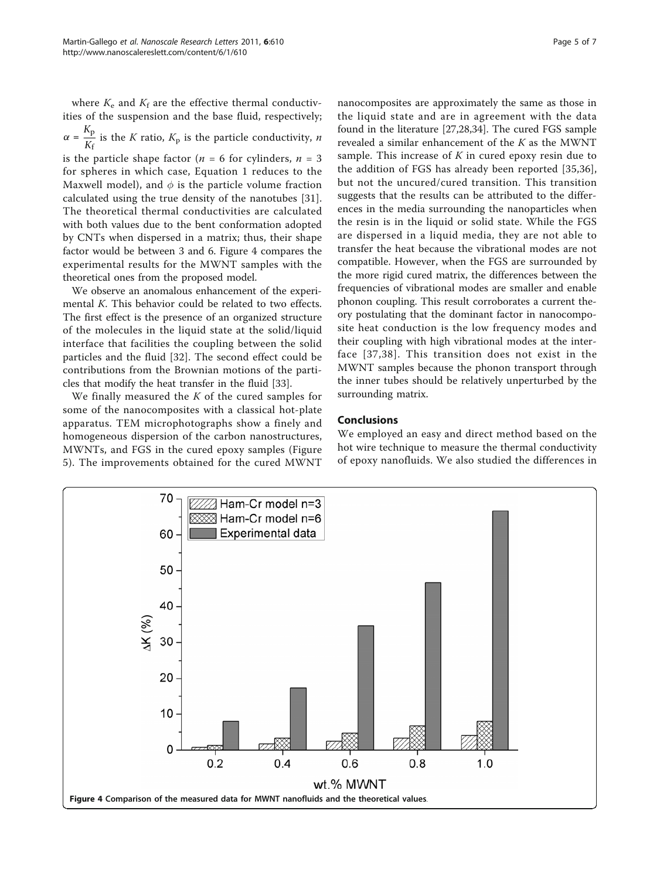where $K_e$ and $K_f$ are the effective thermal conductivities of the suspension and the base fluid, respectively; $\alpha = \frac{K_p}{K_f}$ is the $K$ ratio, $K_p$ is the particle conductivity, $n$ is the particle shape factor ($n = 6$ for cylinders, $n = 3$ for spheres in which case, Equation 1 reduces to the Maxwell model), and $\phi$ is the particle volume fraction calculated using the true density of the nanotubes [31]. The theoretical thermal conductivities are calculated with both values due to the bent conformation adopted by CNTs when dispersed in a matrix; thus, their shape factor would be between 3 and 6. Figure 4 compares the experimental results for the MWNT samples with the theoretical ones from the proposed model.

We observe an anomalous enhancement of the experimental $K$. This behavior could be related to two effects. The first effect is the presence of an organized structure of the molecules in the liquid state at the solid/liquid interface that facilities the coupling between the solid particles and the fluid [32]. The second effect could be contributions from the Brownian motions of the particles that modify the heat transfer in the fluid [33].

We finally measured the $K$ of the cured samples for some of the nanocomposites with a classical hot-plate apparatus. TEM microphotographs show a finely and homogeneous dispersion of the carbon nanostructures, MWNTs, and FGS in the cured epoxy samples (Figure 5). The improvements obtained for the cured MWNT nanocomposites are approximately the same as those in the liquid state and are in agreement with the data found in the literature [27,28,34]. The cured FGS sample revealed a similar enhancement of the $K$ as the MWNT sample. This increase of $K$ in cured epoxy resin due to the addition of FGS has already been reported [35,36], but not the uncured/cured transition. This transition suggests that the results can be attributed to the differences in the media surrounding the nanoparticles when the resin is in the liquid or solid state. While the FGS are dispersed in a liquid media, they are not able to transfer the heat because the vibrational modes are not compatible. However, when the FGS are surrounded by the more rigid cured matrix, the differences between the frequencies of vibrational modes are smaller and enable phonon coupling. This result corroborates a current theory postulating that the dominant factor in nanocomposite heat conduction is the low frequency modes and their coupling with high vibrational modes at the interface [37,38]. This transition does not exist in the MWNT samples because the phonon transport through the inner tubes should be relatively unperturbed by the surrounding matrix.

## Conclusions

We employed an easy and direct method based on the hot wire technique to measure the thermal conductivity of epoxy nanofluids. We also studied the differences in

**Figure 4 Comparison of the measured data for MWNT nanofluids and the theoretical values.**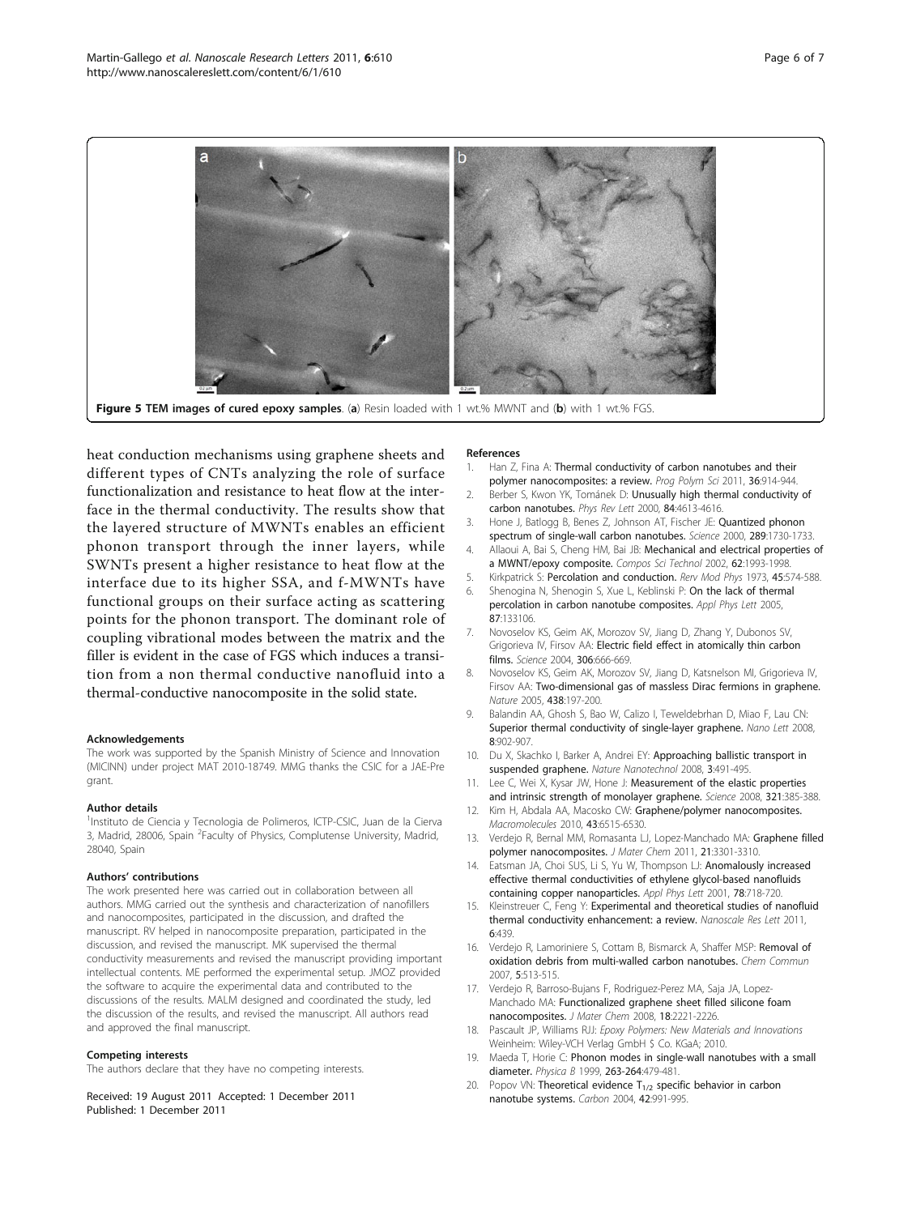Figure 5 TEM images of cured epoxy samples. (a) Resin loaded with 1 wt.% MWNT and (b) with 1 wt.% FGS.

heat conduction mechanisms using graphene sheets and different types of CNTs analyzing the role of surface functionalization and resistance to heat flow at the interface in the thermal conductivity. The results show that the layered structure of MWNTs enables an efficient phonon transport through the inner layers, while SWNTs present a higher resistance to heat flow at the interface due to its higher SSA, and f-MWNTs have functional groups on their surface acting as scattering points for the phonon transport. The dominant role of coupling vibrational modes between the matrix and the filler is evident in the case of FGS which induces a transition from a non thermal conductive nanofluid into a thermal-conductive nanocomposite in the solid state.

#### Acknowledgements

The work was supported by the Spanish Ministry of Science and Innovation (MICINN) under project MAT 2010-18749. MMG thanks the CSIC for a JAE-Pre grant.

#### Author details

[1]Instituto de Ciencia y Tecnologia de Polimeros, ICTP-CSIC, Juan de la Cierva 3, Madrid, 28006, Spain [2]Faculty of Physics, Complutense University, Madrid, 28040, Spain

#### Authors' contributions

The work presented here was carried out in collaboration between all authors. MMG carried out the synthesis and characterization of nanofillers and nanocomposites, participated in the discussion, and drafted the manuscript. RV helped in nanocomposite preparation, participated in the discussion, and revised the manuscript. MK supervised the thermal conductivity measurements and revised the manuscript providing important intellectual contents. ME performed the experimental setup. JMOZ provided the software to acquire the experimental data and contributed to the discussions of the results. MALM designed and coordinated the study, led the discussion of the results, and revised the manuscript. All authors read and approved the final manuscript.

#### Competing interests

The authors declare that they have no competing interests.

Received: 19 August 2011 Accepted: 1 December 2011
Published: 1 December 2011

#### References

1. Han Z, Fina A: **Thermal conductivity of carbon nanotubes and their polymer nanocomposites: a review.** *Prog Polym Sci* 2011, **36**:914-944.
2. Berber S, Kwon YK, Tománek D: **Unusually high thermal conductivity of carbon nanotubes.** *Phys Rev Lett* 2000, **84**:4613-4616.
3. Hone J, Batlogg B, Benes Z, Johnson AT, Fischer JE: **Quantized phonon spectrum of single-wall carbon nanotubes.** *Science* 2000, **289**:1730-1733.
4. Allaoui A, Bai S, Cheng HM, Bai JB: **Mechanical and electrical properties of a MWNT/epoxy composite.** *Compos Sci Technol* 2002, **62**:1993-1998.
5. Kirkpatrick S: **Percolation and conduction.** *Rerv Mod Phys* 1973, **45**:574-588.
6. Shenogina N, Shenogin S, Xue L, Keblinski P: **On the lack of thermal percolation in carbon nanotube composites.** *Appl Phys Lett* 2005, **87**:133106.
7. Novoselov KS, Geim AK, Morozov SV, Jiang D, Zhang Y, Dubonos SV, Grigorieva IV, Firsov AA: **Electric field effect in atomically thin carbon films.** *Science* 2004, **306**:666-669.
8. Novoselov KS, Geim AK, Morozov SV, Jiang D, Katsnelson MI, Grigorieva IV, Firsov AA: **Two-dimensional gas of massless Dirac fermions in graphene.** *Nature* 2005, **438**:197-200.
9. Balandin AA, Ghosh S, Bao W, Calizo I, Teweldebrhan D, Miao F, Lau CN: **Superior thermal conductivity of single-layer graphene.** *Nano Lett* 2008, **8**:902-907.
10. Du X, Skachko I, Barker A, Andrei EY: **Approaching ballistic transport in suspended graphene.** *Nature Nanotechnol* 2008, **3**:491-495.
11. Lee C, Wei X, Kysar JW, Hone J: **Measurement of the elastic properties and intrinsic strength of monolayer graphene.** *Science* 2008, **321**:385-388.
12. Kim H, Abdala AA, Macosko CW: **Graphene/polymer nanocomposites.** *Macromolecules* 2010, **43**:6515-6530.
13. Verdejo R, Bernal MM, Romasanta LJ, Lopez-Manchado MA: **Graphene filled polymer nanocomposites.** *J Mater Chem* 2011, **21**:3301-3310.
14. Eatsman JA, Choi SUS, Li S, Yu W, Thompson LJ: **Anomalously increased effective thermal conductivities of ethylene glycol-based nanofluids containing copper nanoparticles.** *Appl Phys Lett* 2001, **78**:718-720.
15. Kleinstreuer C, Feng Y: **Experimental and theoretical studies of nanofluid thermal conductivity enhancement: a review.** *Nanoscale Res Lett* 2011, **6**:439.
16. Verdejo R, Lamoriniere S, Cottam B, Bismarck A, Shaffer MSP: **Removal of oxidation debris from multi-walled carbon nanotubes.** *Chem Commun* 2007, **5**:513-515.
17. Verdejo R, Barroso-Bujans F, Rodriguez-Perez MA, Saja JA, Lopez-Manchado MA: **Functionalized graphene sheet filled silicone foam nanocomposites.** *J Mater Chem* 2008, **18**:2221-2226.
18. Pascault JP, Williams RJJ: *Epoxy Polymers: New Materials and Innovations* Weinheim: Wiley-VCH Verlag GmbH $ Co. KGaA; 2010.
19. Maeda T, Horie C: **Phonon modes in single-wall nanotubes with a small diameter.** *Physica B* 1999, **263-264**:479-481.
20. Popov VN: **Theoretical evidence $T_{1/2}$ specific behavior in carbon nanotube systems.** *Carbon* 2004, **42**:991-995.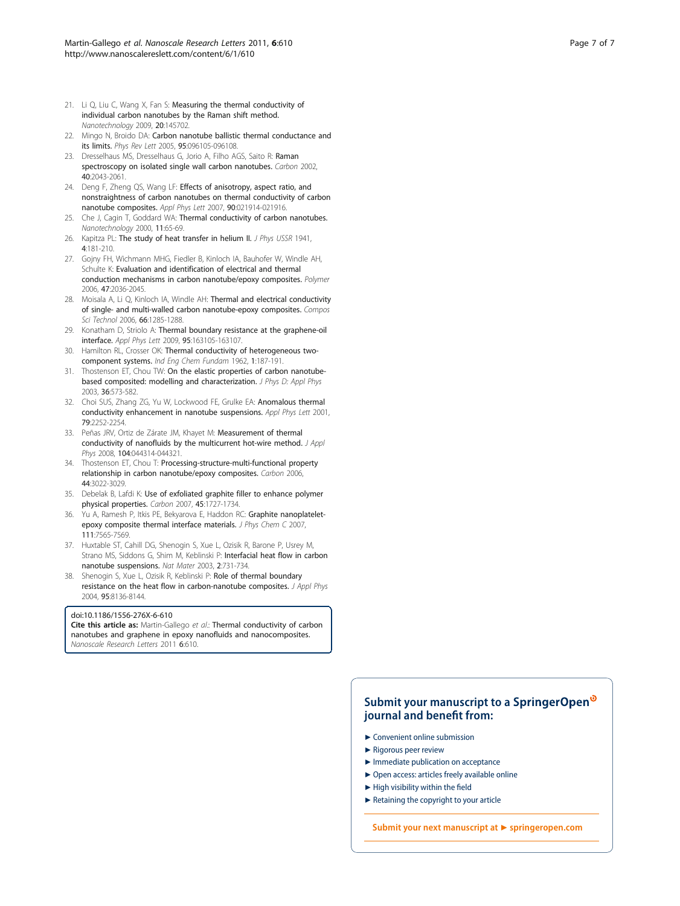21. Li Q, Liu C, Wang X, Fan S: **Measuring the thermal conductivity of individual carbon nanotubes by the Raman shift method.** *Nanotechnology* 2009, **20**:145702.
22. Mingo N, Broido DA: **Carbon nanotube ballistic thermal conductance and its limits.** *Phys Rev Lett* 2005, **95**:096105-096108.
23. Dresselhaus MS, Dresselhaus G, Jorio A, Filho AGS, Saito R: **Raman spectroscopy on isolated single wall carbon nanotubes.** *Carbon* 2002, **40**:2043-2061.
24. Deng F, Zheng QS, Wang LF: **Effects of anisotropy, aspect ratio, and nonstraightness of carbon nanotubes on thermal conductivity of carbon nanotube composites.** *Appl Phys Lett* 2007, **90**:021914-021916.
25. Che J, Cagin T, Goddard WA: **Thermal conductivity of carbon nanotubes.** *Nanotechnology* 2000, **11**:65-69.
26. Kapitza PL: **The study of heat transfer in helium II.** *J Phys USSR* 1941, **4**:181-210.
27. Gojny FH, Wichmann MHG, Fiedler B, Kinloch IA, Bauhofer W, Windle AH, Schulte K: **Evaluation and identification of electrical and thermal conduction mechanisms in carbon nanotube/epoxy composites.** *Polymer* 2006, **47**:2036-2045.
28. Moisala A, Li Q, Kinloch IA, Windle AH: **Thermal and electrical conductivity of single- and multi-walled carbon nanotube-epoxy composites.** *Compos Sci Technol* 2006, **66**:1285-1288.
29. Konatham D, Striolo A: **Thermal boundary resistance at the graphene-oil interface.** *Appl Phys Lett* 2009, **95**:163105-163107.
30. Hamilton RL, Crosser OK: **Thermal conductivity of heterogeneous two-component systems.** *Ind Eng Chem Fundam* 1962, **1**:187-191.
31. Thostenson ET, Chou TW: **On the elastic properties of carbon nanotube-based composited: modelling and characterization.** *J Phys D: Appl Phys* 2003, **36**:573-582.
32. Choi SUS, Zhang ZG, Yu W, Lockwood FE, Grulke EA: **Anomalous thermal conductivity enhancement in nanotube suspensions.** *Appl Phys Lett* 2001, **79**:2252-2254.
33. Peñas JRV, Ortiz de Zárate JM, Khayet M: **Measurement of thermal conductivity of nanofluids by the multicurrent hot-wire method.** *J Appl Phys* 2008, **104**:044314-044321.
34. Thostenson ET, Chou T: **Processing-structure-multi-functional property relationship in carbon nanotube/epoxy composites.** *Carbon* 2006, **44**:3022-3029.
35. Debelak B, Lafdi K: **Use of exfoliated graphite filler to enhance polymer physical properties.** *Carbon* 2007, **45**:1727-1734.
36. Yu A, Ramesh P, Itkis PE, Bekyarova E, Haddon RC: **Graphite nanoplatelet-epoxy composite thermal interface materials.** *J Phys Chem C* 2007, **111**:7565-7569.
37. Huxtable ST, Cahill DG, Shenogin S, Xue L, Ozisik R, Barone P, Usrey M, Strano MS, Siddons G, Shim M, Keblinski P: **Interfacial heat flow in carbon nanotube suspensions.** *Nat Mater* 2003, **2**:731-734.
38. Shenogin S, Xue L, Ozisik R, Keblinski P: **Role of thermal boundary resistance on the heat flow in carbon-nanotube composites.** *J Appl Phys* 2004, **95**:8136-8144.

doi:10.1186/1556-276X-6-610
**Cite this article as:** Martin-Gallego *et al.*: Thermal conductivity of carbon nanotubes and graphene in epoxy nanofluids and nanocomposites. *Nanoscale Research Letters* 2011 **6**:610.

**Submit your manuscript to a SpringerOpen journal and benefit from:**

- ► Convenient online submission
- ► Rigorous peer review
- ► Immediate publication on acceptance
- ► Open access: articles freely available online
- ► High visibility within the field
- ► Retaining the copyright to your article

**Submit your next manuscript at ► springeropen.com**